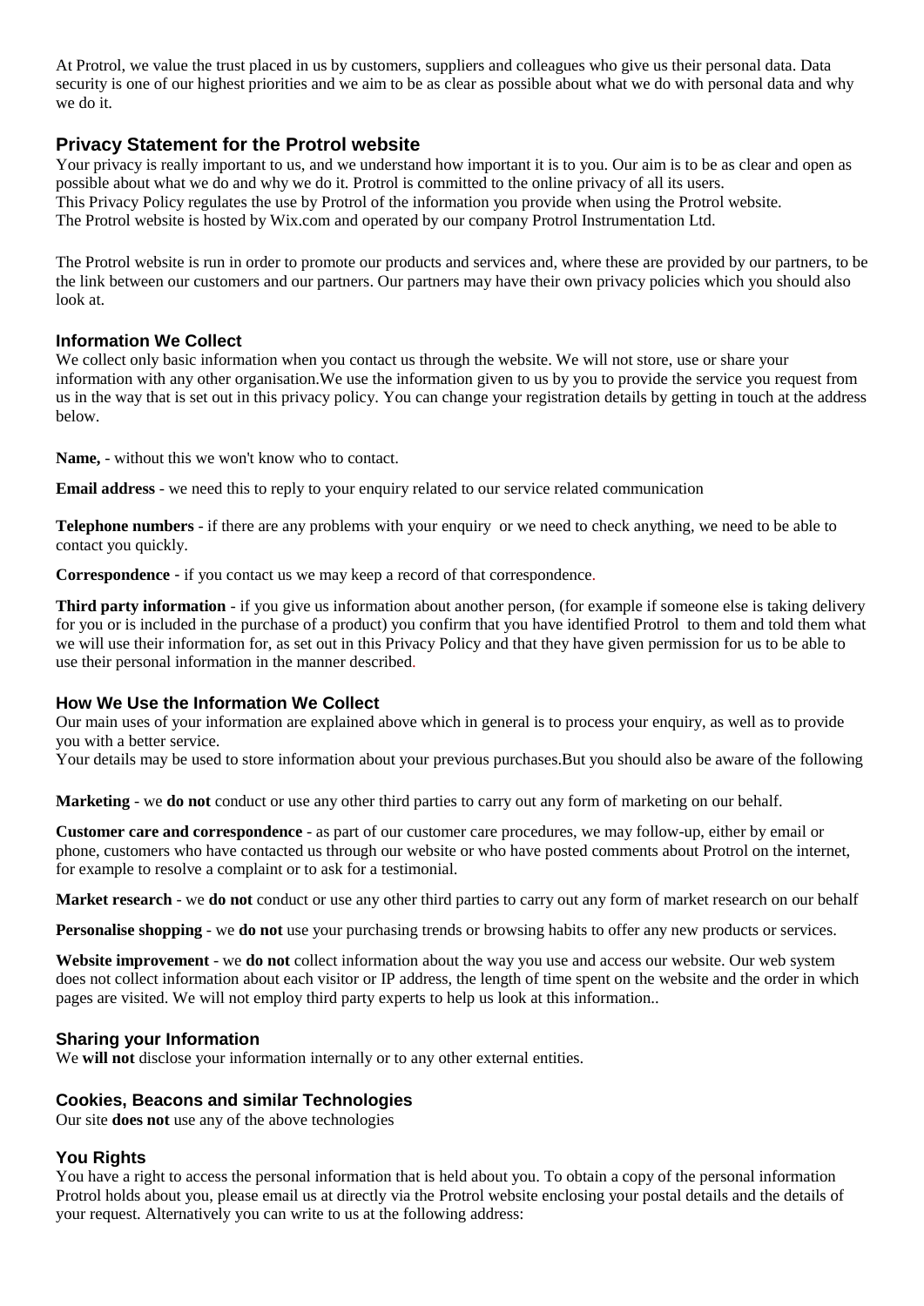At Protrol, we value the trust placed in us by customers, suppliers and colleagues who give us their personal data. Data security is one of our highest priorities and we aim to be as clear as possible about what we do with personal data and why we do it.

## Privacy Statement for the Protrol website

Your privacy is really important to us, and we understand how important it is to you. Our aim is to be as clear and open as possible about what we do and why we do it. Protrol is committed to the online privacy of all its users.
This Privacy Policy regulates the use by Protrol of the information you provide when using the Protrol website.
The Protrol website is hosted by Wix.com and operated by our company Protrol Instrumentation Ltd.

The Protrol website is run in order to promote our products and services and, where these are provided by our partners, to be the link between our customers and our partners. Our partners may have their own privacy policies which you should also look at.

### Information We Collect

We collect only basic information when you contact us through the website. We will not store, use or share your information with any other organisation.We use the information given to us by you to provide the service you request from us in the way that is set out in this privacy policy. You can change your registration details by getting in touch at the address below.

**Name,** - without this we won't know who to contact.

**Email address** - we need this to reply to your enquiry related to our service related communication

**Telephone numbers** - if there are any problems with your enquiry or we need to check anything, we need to be able to contact you quickly.

**Correspondence** - if you contact us we may keep a record of that correspondence.

**Third party information** - if you give us information about another person, (for example if someone else is taking delivery for you or is included in the purchase of a product) you confirm that you have identified Protrol to them and told them what we will use their information for, as set out in this Privacy Policy and that they have given permission for us to be able to use their personal information in the manner described.

### How We Use the Information We Collect

Our main uses of your information are explained above which in general is to process your enquiry, as well as to provide you with a better service.
Your details may be used to store information about your previous purchases.But you should also be aware of the following

**Marketing** - we **do not** conduct or use any other third parties to carry out any form of marketing on our behalf.

**Customer care and correspondence** - as part of our customer care procedures, we may follow-up, either by email or phone, customers who have contacted us through our website or who have posted comments about Protrol on the internet, for example to resolve a complaint or to ask for a testimonial.

**Market research** - we **do not** conduct or use any other third parties to carry out any form of market research on our behalf

**Personalise shopping** - we **do not** use your purchasing trends or browsing habits to offer any new products or services.

**Website improvement** - we **do not** collect information about the way you use and access our website. Our web system does not collect information about each visitor or IP address, the length of time spent on the website and the order in which pages are visited. We will not employ third party experts to help us look at this information..

### Sharing your Information

We **will not** disclose your information internally or to any other external entities.

### Cookies, Beacons and similar Technologies

Our site **does not** use any of the above technologies

### You Rights

You have a right to access the personal information that is held about you. To obtain a copy of the personal information Protrol holds about you, please email us at directly via the Protrol website enclosing your postal details and the details of your request. Alternatively you can write to us at the following address: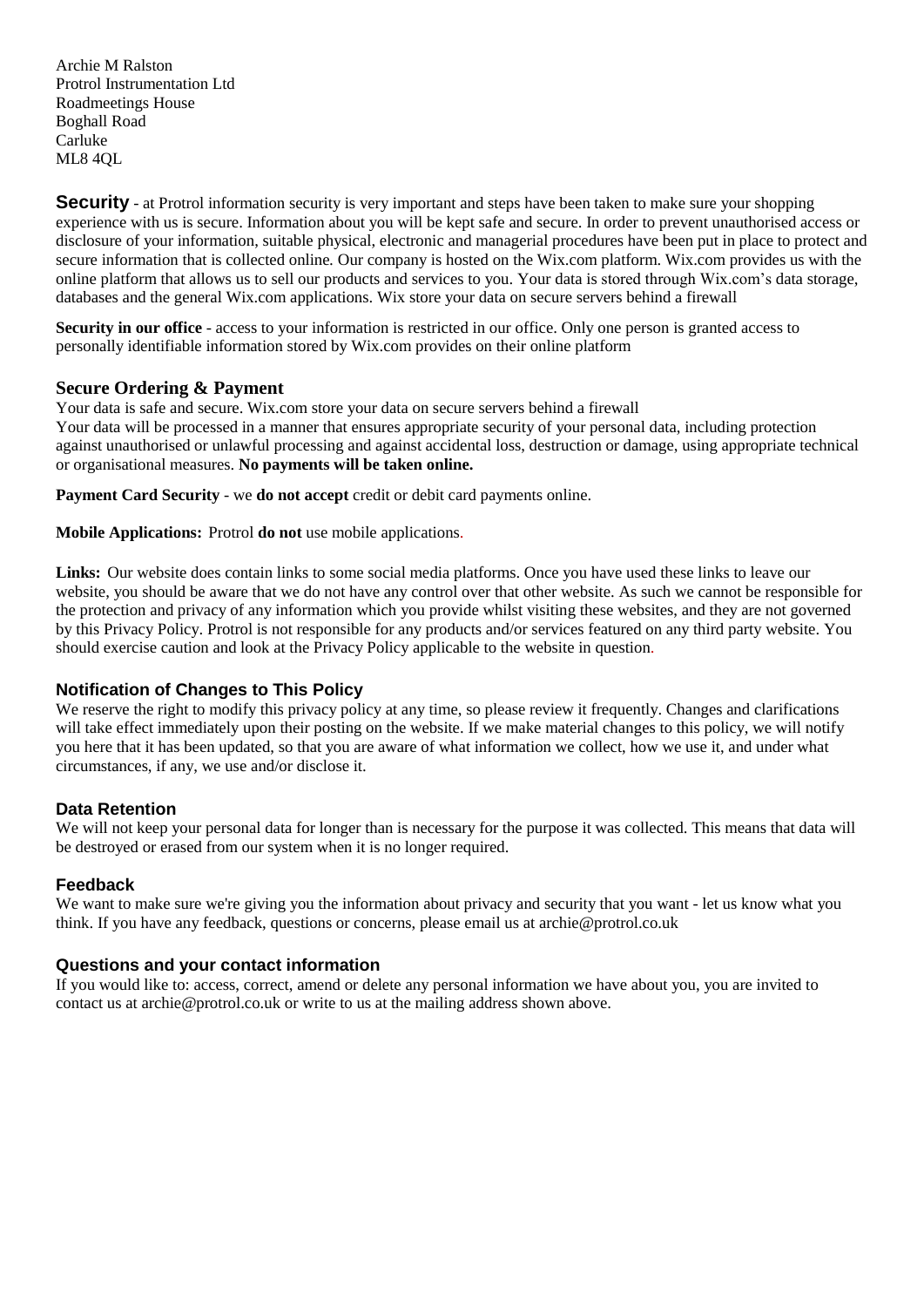Archie M Ralston
Protrol Instrumentation Ltd
Roadmeetings House
Boghall Road
Carluke
ML8 4QL

**Security** - at Protrol information security is very important and steps have been taken to make sure your shopping experience with us is secure. Information about you will be kept safe and secure. In order to prevent unauthorised access or disclosure of your information, suitable physical, electronic and managerial procedures have been put in place to protect and secure information that is collected online. Our company is hosted on the Wix.com platform. Wix.com provides us with the online platform that allows us to sell our products and services to you. Your data is stored through Wix.com's data storage, databases and the general Wix.com applications. Wix store your data on secure servers behind a firewall

**Security in our office** - access to your information is restricted in our office. Only one person is granted access to personally identifiable information stored by Wix.com provides on their online platform

## Secure Ordering & Payment

Your data is safe and secure. Wix.com store your data on secure servers behind a firewall
Your data will be processed in a manner that ensures appropriate security of your personal data, including protection against unauthorised or unlawful processing and against accidental loss, destruction or damage, using appropriate technical or organisational measures. **No payments will be taken online.**

**Payment Card Security** - we **do not accept** credit or debit card payments online.

**Mobile Applications:** Protrol **do not** use mobile applications.

**Links:** Our website does contain links to some social media platforms. Once you have used these links to leave our website, you should be aware that we do not have any control over that other website. As such we cannot be responsible for the protection and privacy of any information which you provide whilst visiting these websites, and they are not governed by this Privacy Policy. Protrol is not responsible for any products and/or services featured on any third party website. You should exercise caution and look at the Privacy Policy applicable to the website in question.

## Notification of Changes to This Policy

We reserve the right to modify this privacy policy at any time, so please review it frequently. Changes and clarifications will take effect immediately upon their posting on the website. If we make material changes to this policy, we will notify you here that it has been updated, so that you are aware of what information we collect, how we use it, and under what circumstances, if any, we use and/or disclose it.

## Data Retention

We will not keep your personal data for longer than is necessary for the purpose it was collected. This means that data will be destroyed or erased from our system when it is no longer required.

## Feedback

We want to make sure we're giving you the information about privacy and security that you want - let us know what you think. If you have any feedback, questions or concerns, please email us at archie@protrol.co.uk

## Questions and your contact information

If you would like to: access, correct, amend or delete any personal information we have about you, you are invited to contact us at archie@protrol.co.uk or write to us at the mailing address shown above.